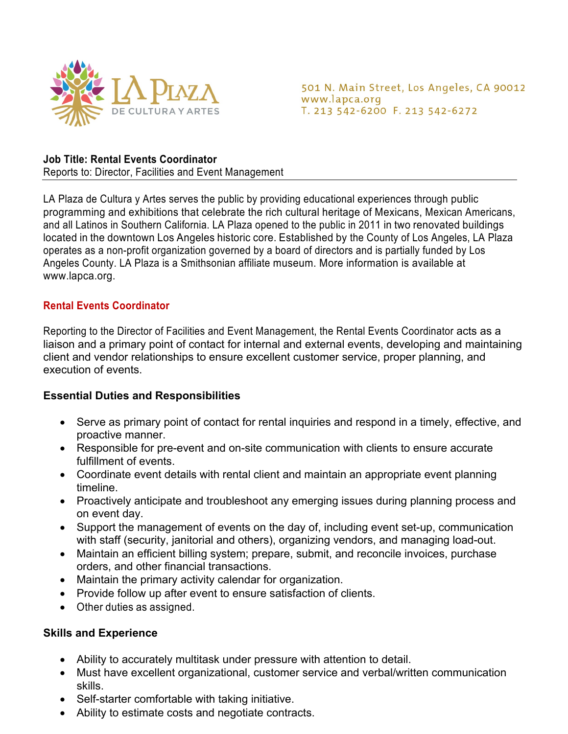LA PLAZA DE CULTURA Y ARTES

501 N. Main Street, Los Angeles, CA 90012
www.lapca.org
T. 213 542-6200 F. 213 542-6272

**Job Title: Rental Events Coordinator**
Reports to: Director, Facilities and Event Management

---

LA Plaza de Cultura y Artes serves the public by providing educational experiences through public programming and exhibitions that celebrate the rich cultural heritage of Mexicans, Mexican Americans, and all Latinos in Southern California. LA Plaza opened to the public in 2011 in two renovated buildings located in the downtown Los Angeles historic core. Established by the County of Los Angeles, LA Plaza operates as a non-profit organization governed by a board of directors and is partially funded by Los Angeles County. LA Plaza is a Smithsonian affiliate museum. More information is available at www.lapca.org.

## Rental Events Coordinator

Reporting to the Director of Facilities and Event Management, the Rental Events Coordinator acts as a liaison and a primary point of contact for internal and external events, developing and maintaining client and vendor relationships to ensure excellent customer service, proper planning, and execution of events.

### Essential Duties and Responsibilities

- Serve as primary point of contact for rental inquiries and respond in a timely, effective, and proactive manner.
- Responsible for pre-event and on-site communication with clients to ensure accurate fulfillment of events.
- Coordinate event details with rental client and maintain an appropriate event planning timeline.
- Proactively anticipate and troubleshoot any emerging issues during planning process and on event day.
- Support the management of events on the day of, including event set-up, communication with staff (security, janitorial and others), organizing vendors, and managing load-out.
- Maintain an efficient billing system; prepare, submit, and reconcile invoices, purchase orders, and other financial transactions.
- Maintain the primary activity calendar for organization.
- Provide follow up after event to ensure satisfaction of clients.
- Other duties as assigned.

### Skills and Experience

- Ability to accurately multitask under pressure with attention to detail.
- Must have excellent organizational, customer service and verbal/written communication skills.
- Self-starter comfortable with taking initiative.
- Ability to estimate costs and negotiate contracts.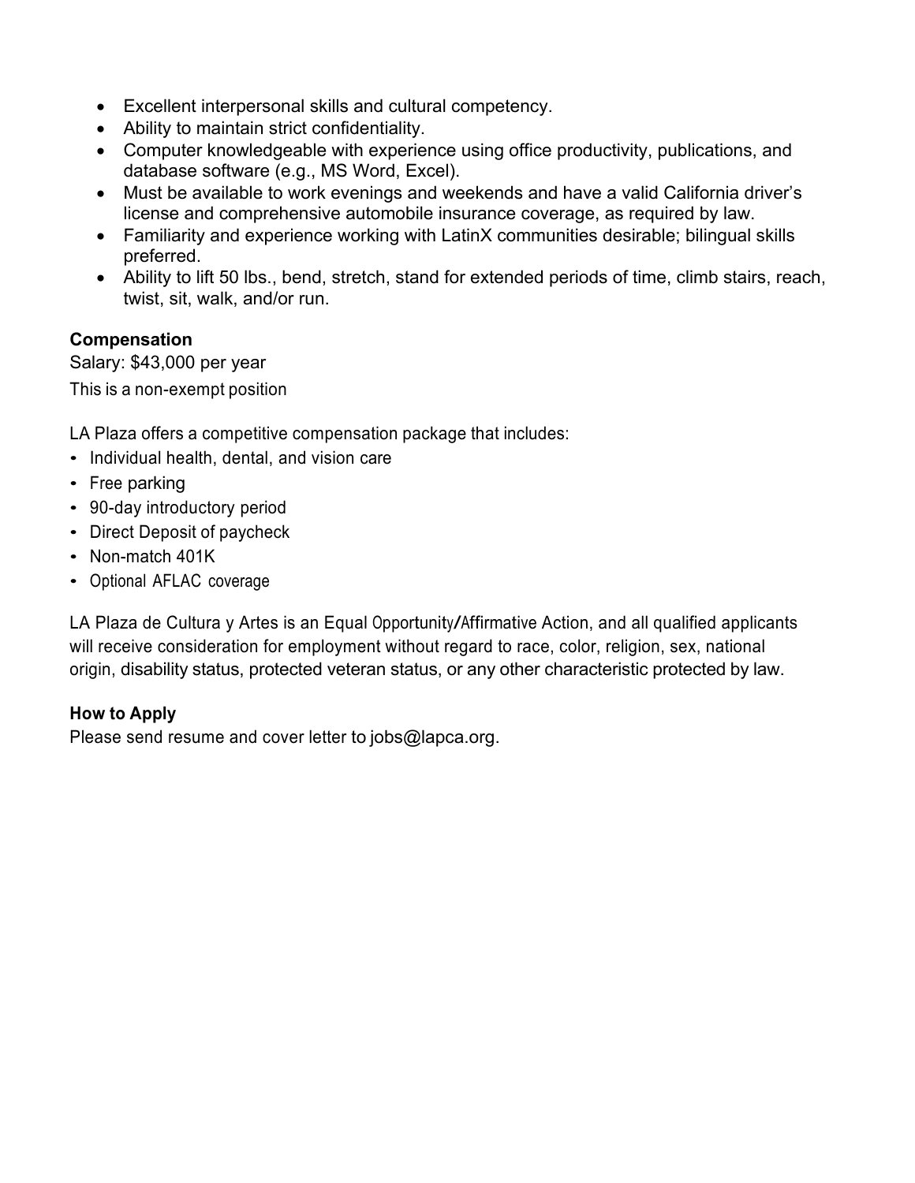- Excellent interpersonal skills and cultural competency.
- Ability to maintain strict confidentiality.
- Computer knowledgeable with experience using office productivity, publications, and database software (e.g., MS Word, Excel).
- Must be available to work evenings and weekends and have a valid California driver's license and comprehensive automobile insurance coverage, as required by law.
- Familiarity and experience working with LatinX communities desirable; bilingual skills preferred.
- Ability to lift 50 lbs., bend, stretch, stand for extended periods of time, climb stairs, reach, twist, sit, walk, and/or run.

**Compensation**

Salary: $43,000 per year

This is a non-exempt position

LA Plaza offers a competitive compensation package that includes:

- Individual health, dental, and vision care
- Free parking
- 90-day introductory period
- Direct Deposit of paycheck
- Non-match 401K
- Optional AFLAC coverage

LA Plaza de Cultura y Artes is an Equal Opportunity/Affirmative Action, and all qualified applicants will receive consideration for employment without regard to race, color, religion, sex, national origin, disability status, protected veteran status, or any other characteristic protected by law.

**How to Apply**

Please send resume and cover letter to jobs@lapca.org.